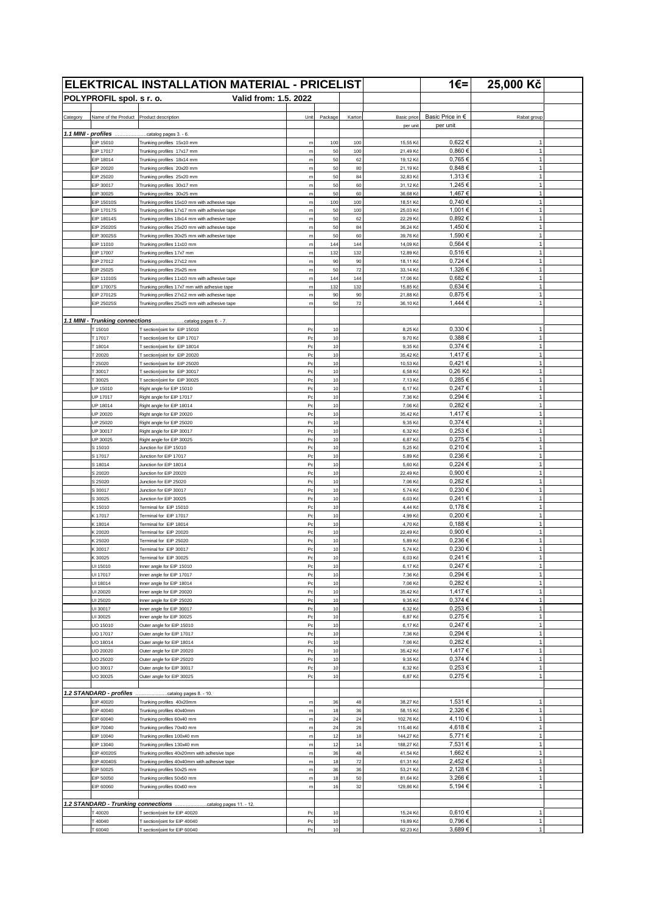# ELEKTRICAL INSTALLATION MATERIAL - PRICELIST

**1€= 25,000 Kč**

**POLYPROFIL spol. s r. o.** **Valid from: 1.5. 2022**

| Category | Name of the Product | Product description | Unit | Package | Karton | Basic price per unit | Basic Price in € per unit | Rabat group |
|---|---|---|---|---|---|---|---|---|
| ***1.1 MINI - profiles*** ......................catalog pages 3. - 6. | | | | | | | | |
| | EIP 15010 | Trunking profiles 15x10 mm | m | 100 | 100 | 15,55 Kč | 0,622 € | 1 |
| | EIP 17017 | Trunking profiles 17x17 mm | m | 50 | 100 | 21,49 Kč | 0,860 € | 1 |
| | EIP 18014 | Trunking profiles 18x14 mm | m | 50 | 62 | 19,12 Kč | 0,765 € | 1 |
| | EIP 20020 | Trunking profiles 20x20 mm | m | 50 | 80 | 21,19 Kč | 0,848 € | 1 |
| | EIP 25020 | Trunking profiles 25x20 mm | m | 50 | 84 | 32,83 Kč | 1,313 € | 1 |
| | EIP 30017 | Trunking profiles 30x17 mm | m | 50 | 60 | 31,12 Kč | 1,245 € | 1 |
| | EIP 30025 | Trunking profiles 30x25 mm | m | 50 | 60 | 36,68 Kč | 1,467 € | 1 |
| | EIP 15010S | Trunking profiles 15x10 mm with adhesive tape | m | 100 | 100 | 18,51 Kč | 0,740 € | 1 |
| | EIP 17017S | Trunking profiles 17x17 mm with adhesive tape | m | 50 | 100 | 25,03 Kč | 1,001 € | 1 |
| | EIP 18014S | Trunking profiles 18x14 mm with adhesive tape | m | 50 | 62 | 22,29 Kč | 0,892 € | 1 |
| | EIP 25020S | Trunking profiles 25x20 mm with adhesive tape | m | 50 | 84 | 36,24 Kč | 1,450 € | 1 |
| | EIP 30025S | Trunking profiles 30x25 mm with adhesive tape | m | 50 | 60 | 39,76 Kč | 1,590 € | 1 |
| | EIP 11010 | Trunking profiles 11x10 mm | m | 144 | 144 | 14,09 Kč | 0,564 € | 1 |
| | EIP 17007 | Trunking profiles 17x7 mm | m | 132 | 132 | 12,89 Kč | 0,516 € | 1 |
| | EIP 27012 | Trunking profiles 27x12 mm | m | 90 | 90 | 18,11 Kč | 0,724 € | 1 |
| | EIP 25025 | Trunking profiles 25x25 mm | m | 50 | 72 | 33,14 Kč | 1,326 € | 1 |
| | EIP 11010S | Trunking profiles 11x10 mm with adhesive tape | m | 144 | 144 | 17,06 Kč | 0,682 € | 1 |
| | EIP 17007S | Trunking profiles 17x7 mm with adhesive tape | m | 132 | 132 | 15,85 Kč | 0,634 € | 1 |
| | EIP 27012S | Trunking profiles 27x12 mm with adhesive tape | m | 90 | 90 | 21,88 Kč | 0,875 € | 1 |
| | EIP 25025S | Trunking profiles 25x25 mm with adhesive tape | m | 50 | 72 | 36,10 Kč | 1,444 € | 1 |
| | | | | | | | | |
| ***1.1 MINI - Trunking connections*** ......................catalog pages 6. - 7. | | | | | | | | |
| | T 15010 | T section/joint for EIP 15010 | Pc | 10 | | 8,25 Kč | 0,330 € | 1 |
| | T 17017 | T section/joint for EIP 17017 | Pc | 10 | | 9,70 Kč | 0,388 € | 1 |
| | T 18014 | T section/joint for EIP 18014 | Pc | 10 | | 9,35 Kč | 0,374 € | 1 |
| | T 20020 | T section/joint for EIP 20020 | Pc | 10 | | 35,42 Kč | 1,417 € | 1 |
| | T 25020 | T section/joint for EIP 25020 | Pc | 10 | | 10,53 Kč | 0,421 € | 1 |
| | T 30017 | T section/joint for EIP 30017 | Pc | 10 | | 6,58 Kč | 0,26 Kč | 1 |
| | T 30025 | T section/joint for EIP 30025 | Pc | 10 | | 7,13 Kč | 0,285 € | 1 |
| | UP 15010 | Right angle for EIP 15010 | Pc | 10 | | 6,17 Kč | 0,247 € | 1 |
| | UP 17017 | Right angle for EIP 17017 | Pc | 10 | | 7,36 Kč | 0,294 € | 1 |
| | UP 18014 | Right angle for EIP 18014 | Pc | 10 | | 7,06 Kč | 0,282 € | 1 |
| | UP 20020 | Right angle for EIP 20020 | Pc | 10 | | 35,42 Kč | 1,417 € | 1 |
| | UP 25020 | Right angle for EIP 25020 | Pc | 10 | | 9,35 Kč | 0,374 € | 1 |
| | UP 30017 | Right angle for EIP 30017 | Pc | 10 | | 6,32 Kč | 0,253 € | 1 |
| | UP 30025 | Right angle for EIP 30025 | Pc | 10 | | 6,87 Kč | 0,275 € | 1 |
| | S 15010 | Junction for EIP 15010 | Pc | 10 | | 5,25 Kč | 0,210 € | 1 |
| | S 17017 | Junction for EIP 17017 | Pc | 10 | | 5,89 Kč | 0,236 € | 1 |
| | S 18014 | Junction for EIP 18014 | Pc | 10 | | 5,60 Kč | 0,224 € | 1 |
| | S 20020 | Junction for EIP 20020 | Pc | 10 | | 22,49 Kč | 0,900 € | 1 |
| | S 25020 | Junction for EIP 25020 | Pc | 10 | | 7,06 Kč | 0,282 € | 1 |
| | S 30017 | Junction for EIP 30017 | Pc | 10 | | 5,74 Kč | 0,230 € | 1 |
| | S 30025 | Junction for EIP 30025 | Pc | 10 | | 6,03 Kč | 0,241 € | 1 |
| | K 15010 | Terminal for EIP 15010 | Pc | 10 | | 4,44 Kč | 0,178 € | 1 |
| | K 17017 | Terminal for EIP 17017 | Pc | 10 | | 4,99 Kč | 0,200 € | 1 |
| | K 18014 | Terminal for EIP 18014 | Pc | 10 | | 4,70 Kč | 0,188 € | 1 |
| | K 20020 | Terminal for EIP 20020 | Pc | 10 | | 22,49 Kč | 0,900 € | 1 |
| | K 25020 | Terminal for EIP 25020 | Pc | 10 | | 5,89 Kč | 0,236 € | 1 |
| | K 30017 | Terminal for EIP 30017 | Pc | 10 | | 5,74 Kč | 0,230 € | 1 |
| | K 30025 | Terminal for EIP 30025 | Pc | 10 | | 6,03 Kč | 0,241 € | 1 |
| | UI 15010 | Inner angle for EIP 15010 | Pc | 10 | | 6,17 Kč | 0,247 € | 1 |
| | UI 17017 | Inner angle for EIP 17017 | Pc | 10 | | 7,36 Kč | 0,294 € | 1 |
| | UI 18014 | Inner angle for EIP 18014 | Pc | 10 | | 7,06 Kč | 0,282 € | 1 |
| | UI 20020 | Inner angle for EIP 20020 | Pc | 10 | | 35,42 Kč | 1,417 € | 1 |
| | UI 25020 | Inner angle for EIP 25020 | Pc | 10 | | 9,35 Kč | 0,374 € | 1 |
| | UI 30017 | Inner angle for EIP 30017 | Pc | 10 | | 6,32 Kč | 0,253 € | 1 |
| | UI 30025 | Inner angle for EIP 30025 | Pc | 10 | | 6,87 Kč | 0,275 € | 1 |
| | UO 15010 | Outer angle for EIP 15010 | Pc | 10 | | 6,17 Kč | 0,247 € | 1 |
| | UO 17017 | Outer angle for EIP 17017 | Pc | 10 | | 7,36 Kč | 0,294 € | 1 |
| | UO 18014 | Outer angle for EIP 18014 | Pc | 10 | | 7,06 Kč | 0,282 € | 1 |
| | UO 20020 | Outer angle for EIP 20020 | Pc | 10 | | 35,42 Kč | 1,417 € | 1 |
| | UO 25020 | Outer angle for EIP 25020 | Pc | 10 | | 9,35 Kč | 0,374 € | 1 |
| | UO 30017 | Outer angle for EIP 30017 | Pc | 10 | | 6,32 Kč | 0,253 € | 1 |
| | UO 30025 | Outer angle for EIP 30025 | Pc | 10 | | 6,87 Kč | 0,275 € | 1 |
| | | | | | | | | |
| ***1.2 STANDARD - profiles*** ......................catalog pages 8. - 10. | | | | | | | | |
| | EIP 40020 | Trunking profiles 40x20mm | m | 36 | 48 | 38,27 Kč | 1,531 € | 1 |
| | EIP 40040 | Trunking profiles 40x40mm | m | 18 | 36 | 58,15 Kč | 2,326 € | 1 |
| | EIP 60040 | Trunking profiles 60x40 mm | m | 24 | 24 | 102,76 Kč | 4,110 € | 1 |
| | EIP 70040 | Trunking profiles 70x40 mm | m | 24 | 26 | 115,46 Kč | 4,618 € | 1 |
| | EIP 10040 | Trunking profiles 100x40 mm | m | 12 | 18 | 144,27 Kč | 5,771 € | 1 |
| | EIP 13040 | Trunking profiles 130x40 mm | m | 12 | 14 | 188,27 Kč | 7,531 € | 1 |
| | EIP 40020S | Trunking profiles 40x20mm with adhesive tape | m | 36 | 48 | 41,54 Kč | 1,662 € | 1 |
| | EIP 40040S | Trunking profiles 40x40mm with adhesive tape | m | 18 | 72 | 61,31 Kč | 2,452 € | 1 |
| | EIP 50025 | Trunking profiles 50x25 mm | m | 36 | 36 | 53,21 Kč | 2,128 € | 1 |
| | EIP 50050 | Trunking profiles 50x50 mm | m | 18 | 50 | 81,64 Kč | 3,266 € | 1 |
| | EIP 60060 | Trunking profiles 60x60 mm | m | 16 | 32 | 129,86 Kč | 5,194 € | 1 |
| | | | | | | | | |
| ***1.2 STANDARD - Trunking connections*** ......................catalog pages 11. - 12. | | | | | | | | |
| | T 40020 | T section/joint for EIP 40020 | Pc | 10 | | 15,24 Kč | 0,610 € | 1 |
| | T 40040 | T section/joint for EIP 40040 | Pc | 10 | | 19,89 Kč | 0,796 € | 1 |
| | T 60040 | T section/joint for EIP 60040 | Pc | 10 | | 92,23 Kč | 3,689 € | 1 |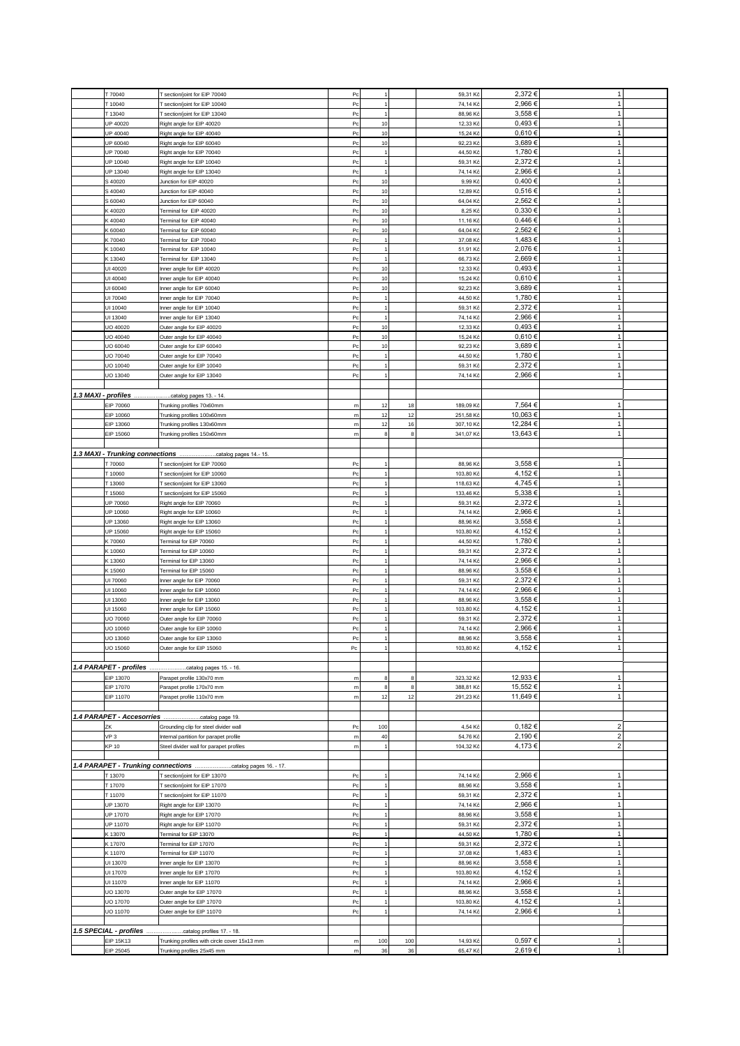| | Code | Description | Unit | Qty | Qty | Price CZK | Price EUR | |
|---|---|---|---|---|---|---|---|---|
| | T 70040 | T section/joint for EIP 70040 | Pc | 1 | | 59,31 Kč | 2,372 € | 1 |
| | T 10040 | T section/joint for EIP 10040 | Pc | 1 | | 74,14 Kč | 2,966 € | 1 |
| | T 13040 | T section/joint for EIP 13040 | Pc | 1 | | 88,96 Kč | 3,558 € | 1 |
| | UP 40020 | Right angle for EIP 40020 | Pc | 10 | | 12,33 Kč | 0,493 € | 1 |
| | UP 40040 | Right angle for EIP 40040 | Pc | 10 | | 15,24 Kč | 0,610 € | 1 |
| | UP 60040 | Right angle for EIP 60040 | Pc | 10 | | 92,23 Kč | 3,689 € | 1 |
| | UP 70040 | Right angle for EIP 70040 | Pc | 1 | | 44,50 Kč | 1,780 € | 1 |
| | UP 10040 | Right angle for EIP 10040 | Pc | 1 | | 59,31 Kč | 2,372 € | 1 |
| | UP 13040 | Right angle for EIP 13040 | Pc | 1 | | 74,14 Kč | 2,966 € | 1 |
| | S 40020 | Junction for EIP 40020 | Pc | 10 | | 9,99 Kč | 0,400 € | 1 |
| | S 40040 | Junction for EIP 40040 | Pc | 10 | | 12,89 Kč | 0,516 € | 1 |
| | S 60040 | Junction for EIP 60040 | Pc | 10 | | 64,04 Kč | 2,562 € | 1 |
| | K 40020 | Terminal for EIP 40020 | Pc | 10 | | 8,25 Kč | 0,330 € | 1 |
| | K 40040 | Terminal for EIP 40040 | Pc | 10 | | 11,16 Kč | 0,446 € | 1 |
| | K 60040 | Terminal for EIP 60040 | Pc | 10 | | 64,04 Kč | 2,562 € | 1 |
| | K 70040 | Terminal for EIP 70040 | Pc | 1 | | 37,08 Kč | 1,483 € | 1 |
| | K 10040 | Terminal for EIP 10040 | Pc | 1 | | 51,91 Kč | 2,076 € | 1 |
| | K 13040 | Terminal for EIP 13040 | Pc | 1 | | 66,73 Kč | 2,669 € | 1 |
| | UI 40020 | Inner angle for EIP 40020 | Pc | 10 | | 12,33 Kč | 0,493 € | 1 |
| | UI 40040 | Inner angle for EIP 40040 | Pc | 10 | | 15,24 Kč | 0,610 € | 1 |
| | UI 60040 | Inner angle for EIP 60040 | Pc | 10 | | 92,23 Kč | 3,689 € | 1 |
| | UI 70040 | Inner angle for EIP 70040 | Pc | 1 | | 44,50 Kč | 1,780 € | 1 |
| | UI 10040 | Inner angle for EIP 10040 | Pc | 1 | | 59,31 Kč | 2,372 € | 1 |
| | UI 13040 | Inner angle for EIP 13040 | Pc | 1 | | 74,14 Kč | 2,966 € | 1 |
| | UO 40020 | Outer angle for EIP 40020 | Pc | 10 | | 12,33 Kč | 0,493 € | 1 |
| | UO 40040 | Outer angle for EIP 40040 | Pc | 10 | | 15,24 Kč | 0,610 € | 1 |
| | UO 60040 | Outer angle for EIP 60040 | Pc | 10 | | 92,23 Kč | 3,689 € | 1 |
| | UO 70040 | Outer angle for EIP 70040 | Pc | 1 | | 44,50 Kč | 1,780 € | 1 |
| | UO 10040 | Outer angle for EIP 10040 | Pc | 1 | | 59,31 Kč | 2,372 € | 1 |
| | UO 13040 | Outer angle for EIP 13040 | Pc | 1 | | 74,14 Kč | 2,966 € | 1 |
| | | | | | | | | |
| ***1.3 MAXI - profiles*** ..................... | | catalog pages 13. - 14. | | | | | | |
| | EIP 70060 | Trunking profiles 70x60mm | m | 12 | 18 | 189,09 Kč | 7,564 € | 1 |
| | EIP 10060 | Trunking profiles 100x60mm | m | 12 | 12 | 251,58 Kč | 10,063 € | 1 |
| | EIP 13060 | Trunking profiles 130x60mm | m | 12 | 16 | 307,10 Kč | 12,284 € | 1 |
| | EIP 15060 | Trunking profiles 150x60mm | m | 8 | 8 | 341,07 Kč | 13,643 € | 1 |
| | | | | | | | | |
| ***1.3 MAXI - Trunking connections*** ..................... | | catalog pages 14.- 15. | | | | | | |
| | T 70060 | T section/joint for EIP 70060 | Pc | 1 | | 88,96 Kč | 3,558 € | 1 |
| | T 10060 | T section/joint for EIP 10060 | Pc | 1 | | 103,80 Kč | 4,152 € | 1 |
| | T 13060 | T section/joint for EIP 13060 | Pc | 1 | | 118,63 Kč | 4,745 € | 1 |
| | T 15060 | T section/joint for EIP 15060 | Pc | 1 | | 133,46 Kč | 5,338 € | 1 |
| | UP 70060 | Right angle for EIP 70060 | Pc | 1 | | 59,31 Kč | 2,372 € | 1 |
| | UP 10060 | Right angle for EIP 10060 | Pc | 1 | | 74,14 Kč | 2,966 € | 1 |
| | UP 13060 | Right angle for EIP 13060 | Pc | 1 | | 88,96 Kč | 3,558 € | 1 |
| | UP 15060 | Right angle for EIP 15060 | Pc | 1 | | 103,80 Kč | 4,152 € | 1 |
| | K 70060 | Terminal for EIP 70060 | Pc | 1 | | 44,50 Kč | 1,780 € | 1 |
| | K 10060 | Terminal for EIP 10060 | Pc | 1 | | 59,31 Kč | 2,372 € | 1 |
| | K 13060 | Terminal for EIP 13060 | Pc | 1 | | 74,14 Kč | 2,966 € | 1 |
| | K 15060 | Terminal for EIP 15060 | Pc | 1 | | 88,96 Kč | 3,558 € | 1 |
| | UI 70060 | Inner angle for EIP 70060 | Pc | 1 | | 59,31 Kč | 2,372 € | 1 |
| | UI 10060 | Inner angle for EIP 10060 | Pc | 1 | | 74,14 Kč | 2,966 € | 1 |
| | UI 13060 | Inner angle for EIP 13060 | Pc | 1 | | 88,96 Kč | 3,558 € | 1 |
| | UI 15060 | Inner angle for EIP 15060 | Pc | 1 | | 103,80 Kč | 4,152 € | 1 |
| | UO 70060 | Outer angle for EIP 70060 | Pc | 1 | | 59,31 Kč | 2,372 € | 1 |
| | UO 10060 | Outer angle for EIP 10060 | Pc | 1 | | 74,14 Kč | 2,966 € | 1 |
| | UO 13060 | Outer angle for EIP 13060 | Pc | 1 | | 88,96 Kč | 3,558 € | 1 |
| | UO 15060 | Outer angle for EIP 15060 | Pc | 1 | | 103,80 Kč | 4,152 € | 1 |
| | | | | | | | | |
| ***1.4 PARAPET - profiles*** ..................... | | catalog pages 15. - 16. | | | | | | |
| | EIP 13070 | Parapet profile 130x70 mm | m | 8 | 8 | 323,32 Kč | 12,933 € | 1 |
| | EIP 17070 | Parapet profile 170x70 mm | m | 8 | 8 | 388,81 Kč | 15,552 € | 1 |
| | EIP 11070 | Parapet profile 110x70 mm | m | 12 | 12 | 291,23 Kč | 11,649 € | 1 |
| | | | | | | | | |
| ***1.4 PARAPET - Accesorries*** ..................... | | catalog page 19. | | | | | | |
| | ZK | Grounding clip for steel divider wall | Pc | 100 | | 4,54 Kč | 0,182 € | 2 |
| | VP 3 | Internal partition for parapet profile | m | 40 | | 54,76 Kč | 2,190 € | 2 |
| | KP 10 | Steel divider wall for parapet profiles | m | 1 | | 104,32 Kč | 4,173 € | 2 |
| | | | | | | | | |
| ***1.4 PARAPET - Trunking connections*** ..................... | | catalog pages 16. - 17. | | | | | | |
| | T 13070 | T section/joint for EIP 13070 | Pc | 1 | | 74,14 Kč | 2,966 € | 1 |
| | T 17070 | T section/joint for EIP 17070 | Pc | 1 | | 88,96 Kč | 3,558 € | 1 |
| | T 11070 | T section/joint for EIP 11070 | Pc | 1 | | 59,31 Kč | 2,372 € | 1 |
| | UP 13070 | Right angle for EIP 13070 | Pc | 1 | | 74,14 Kč | 2,966 € | 1 |
| | UP 17070 | Right angle for EIP 17070 | Pc | 1 | | 88,96 Kč | 3,558 € | 1 |
| | UP 11070 | Right angle for EIP 11070 | Pc | 1 | | 59,31 Kč | 2,372 € | 1 |
| | K 13070 | Terminal for EIP 13070 | Pc | 1 | | 44,50 Kč | 1,780 € | 1 |
| | K 17070 | Terminal for EIP 17070 | Pc | 1 | | 59,31 Kč | 2,372 € | 1 |
| | K 11070 | Terminal for EIP 11070 | Pc | 1 | | 37,08 Kč | 1,483 € | 1 |
| | UI 13070 | Inner angle for EIP 13070 | Pc | 1 | | 88,96 Kč | 3,558 € | 1 |
| | UI 17070 | Inner angle for EIP 17070 | Pc | 1 | | 103,80 Kč | 4,152 € | 1 |
| | UI 11070 | Inner angle for EIP 11070 | Pc | 1 | | 74,14 Kč | 2,966 € | 1 |
| | UO 13070 | Outer angle for EIP 13070 | Pc | 1 | | 88,96 Kč | 3,558 € | 1 |
| | UO 17070 | Outer angle for EIP 17070 | Pc | 1 | | 103,80 Kč | 4,152 € | 1 |
| | UO 11070 | Outer angle for EIP 11070 | Pc | 1 | | 74,14 Kč | 2,966 € | 1 |
| | | | | | | | | |
| ***1.5 SPECIAL - profiles*** ..................... | | catalog profiles 17. - 18. | | | | | | |
| | EIP 15K13 | Trunking profiles with circle cover 15x13 mm | m | 100 | 100 | 14,93 Kč | 0,597 € | 1 |
| | EIP 25045 | Trunking profiles 25x45 mm | m | 36 | 36 | 65,47 Kč | 2,619 € | 1 |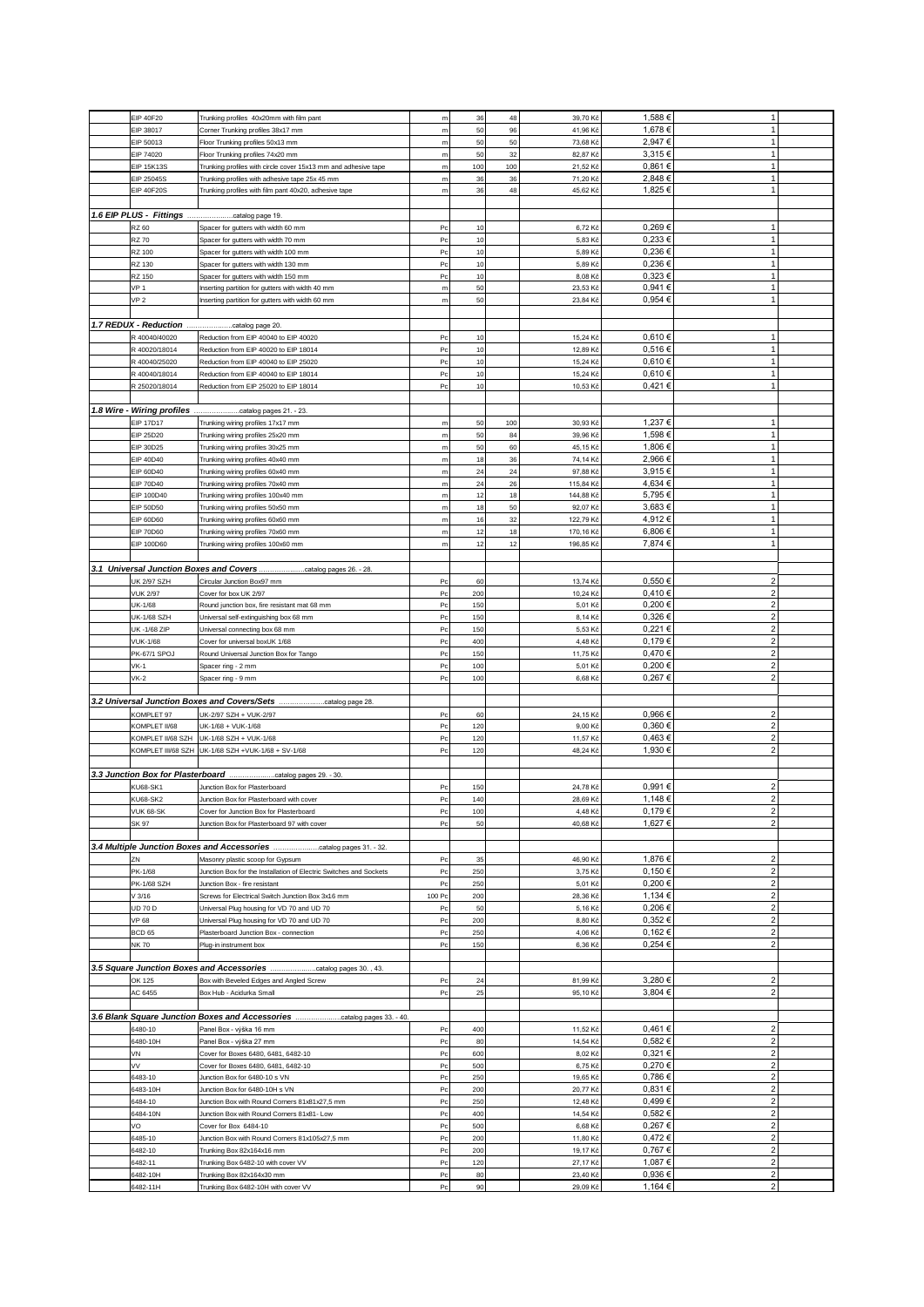| | Code | Description | Unit | Qty 1 | Qty 2 | Price CZK | Price EUR | | |
|---|---|---|---|---|---|---|---|---|---|
| | EIP 40F20 | Trunking profiles 40x20mm with film pant | m | 36 | 48 | 39,70 Kč | 1,588 € | 1 | |
| | EIP 38017 | Corner Trunking profiles 38x17 mm | m | 50 | 96 | 41,96 Kč | 1,678 € | 1 | |
| | EIP 50013 | Floor Trunking profiles 50x13 mm | m | 50 | 50 | 73,68 Kč | 2,947 € | 1 | |
| | EIP 74020 | Floor Trunking profiles 74x20 mm | m | 50 | 32 | 82,87 Kč | 3,315 € | 1 | |
| | EIP 15K13S | Trunking profiles with circle cover 15x13 mm and adhesive tape | m | 100 | 100 | 21,52 Kč | 0,861 € | 1 | |
| | EIP 25045S | Trunking profiles with adhesive tape 25x 45 mm | m | 36 | 36 | 71,20 Kč | 2,848 € | 1 | |
| | EIP 40F20S | Trunking profiles with film pant 40x20, adhesive tape | m | 36 | 48 | 45,62 Kč | 1,825 € | 1 | |
| | | | | | | | | | |
| ***1.6 EIP PLUS - Fittings*** ......................catalog page 19. | | | | | | | | | |
| | RZ 60 | Spacer for gutters with width 60 mm | Pc | 10 | | 6,72 Kč | 0,269 € | 1 | |
| | RZ 70 | Spacer for gutters with width 70 mm | Pc | 10 | | 5,83 Kč | 0,233 € | 1 | |
| | RZ 100 | Spacer for gutters with width 100 mm | Pc | 10 | | 5,89 Kč | 0,236 € | 1 | |
| | RZ 130 | Spacer for gutters with width 130 mm | Pc | 10 | | 5,89 Kč | 0,236 € | 1 | |
| | RZ 150 | Spacer for gutters with width 150 mm | Pc | 10 | | 8,08 Kč | 0,323 € | 1 | |
| | VP 1 | Inserting partition for gutters with width 40 mm | m | 50 | | 23,53 Kč | 0,941 € | 1 | |
| | VP 2 | Inserting partition for gutters with width 60 mm | m | 50 | | 23,84 Kč | 0,954 € | 1 | |
| | | | | | | | | | |
| ***1.7 REDUX - Reduction*** ......................catalog page 20. | | | | | | | | | |
| | R 40040/40020 | Reduction from EIP 40040 to EIP 40020 | Pc | 10 | | 15,24 Kč | 0,610 € | 1 | |
| | R 40020/18014 | Reduction from EIP 40020 to EIP 18014 | Pc | 10 | | 12,89 Kč | 0,516 € | 1 | |
| | R 40040/25020 | Reduction from EIP 40040 to EIP 25020 | Pc | 10 | | 15,24 Kč | 0,610 € | 1 | |
| | R 40040/18014 | Reduction from EIP 40040 to EIP 18014 | Pc | 10 | | 15,24 Kč | 0,610 € | 1 | |
| | R 25020/18014 | Reduction from EIP 25020 to EIP 18014 | Pc | 10 | | 10,53 Kč | 0,421 € | 1 | |
| | | | | | | | | | |
| ***1.8 Wire - Wiring profiles*** ......................catalog pages 21. - 23. | | | | | | | | | |
| | EIP 17D17 | Trunking wiring profiles 17x17 mm | m | 50 | 100 | 30,93 Kč | 1,237 € | 1 | |
| | EIP 25D20 | Trunking wiring profiles 25x20 mm | m | 50 | 84 | 39,96 Kč | 1,598 € | 1 | |
| | EIP 30D25 | Trunking wiring profiles 30x25 mm | m | 50 | 60 | 45,15 Kč | 1,806 € | 1 | |
| | EIP 40D40 | Trunking wiring profiles 40x40 mm | m | 18 | 36 | 74,14 Kč | 2,966 € | 1 | |
| | EIP 60D40 | Trunking wiring profiles 60x40 mm | m | 24 | 24 | 97,88 Kč | 3,915 € | 1 | |
| | EIP 70D40 | Trunking wiring profiles 70x40 mm | m | 24 | 26 | 115,84 Kč | 4,634 € | 1 | |
| | EIP 100D40 | Trunking wiring profiles 100x40 mm | m | 12 | 18 | 144,88 Kč | 5,795 € | 1 | |
| | EIP 50D50 | Trunking wiring profiles 50x50 mm | m | 18 | 50 | 92,07 Kč | 3,683 € | 1 | |
| | EIP 60D60 | Trunking wiring profiles 60x60 mm | m | 16 | 32 | 122,79 Kč | 4,912 € | 1 | |
| | EIP 70D60 | Trunking wiring profiles 70x60 mm | m | 12 | 18 | 170,16 Kč | 6,806 € | 1 | |
| | EIP 100D60 | Trunking wiring profiles 100x60 mm | m | 12 | 12 | 196,85 Kč | 7,874 € | 1 | |
| | | | | | | | | | |
| ***3.1 Universal Junction Boxes and Covers*** ......................catalog pages 26. - 28. | | | | | | | | | |
| | UK 2/97 SZH | Circular Junction Box97 mm | Pc | 60 | | 13,74 Kč | 0,550 € | 2 | |
| | VUK 2/97 | Cover for box UK 2/97 | Pc | 200 | | 10,24 Kč | 0,410 € | 2 | |
| | UK-1/68 | Round junction box, fire resistant mat 68 mm | Pc | 150 | | 5,01 Kč | 0,200 € | 2 | |
| | UK-1/68 SZH | Universal self-extinguishing box 68 mm | Pc | 150 | | 8,14 Kč | 0,326 € | 2 | |
| | UK -1/68 ZIP | Universal connecting box 68 mm | Pc | 150 | | 5,53 Kč | 0,221 € | 2 | |
| | VUK-1/68 | Cover for universal boxUK 1/68 | Pc | 400 | | 4,48 Kč | 0,179 € | 2 | |
| | PK-67/1 SPOJ | Round Universal Junction Box for Tango | Pc | 150 | | 11,75 Kč | 0,470 € | 2 | |
| | VK-1 | Spacer ring - 2 mm | Pc | 100 | | 5,01 Kč | 0,200 € | 2 | |
| | VK-2 | Spacer ring - 9 mm | Pc | 100 | | 6,68 Kč | 0,267 € | 2 | |
| | | | | | | | | | |
| ***3.2 Universal Junction Boxes and Covers/Sets*** ......................catalog page 28. | | | | | | | | | |
| | KOMPLET 97 | UK-2/97 SZH + VUK-2/97 | Pc | 60 | | 24,15 Kč | 0,966 € | 2 | |
| | KOMPLET II/68 | UK-1/68 + VUK-1/68 | Pc | 120 | | 9,00 Kč | 0,360 € | 2 | |
| | KOMPLET II/68 SZH | UK-1/68 SZH + VUK-1/68 | Pc | 120 | | 11,57 Kč | 0,463 € | 2 | |
| | KOMPLET III/68 SZH | UK-1/68 SZH +VUK-1/68 + SV-1/68 | Pc | 120 | | 48,24 Kč | 1,930 € | 2 | |
| | | | | | | | | | |
| ***3.3 Junction Box for Plasterboard*** ......................catalog pages 29. - 30. | | | | | | | | | |
| | KU68-SK1 | Junction Box for Plasterboard | Pc | 150 | | 24,78 Kč | 0,991 € | 2 | |
| | KU68-SK2 | Junction Box for Plasterboard with cover | Pc | 140 | | 28,69 Kč | 1,148 € | 2 | |
| | VUK 68-SK | Cover for Junction Box for Plasterboard | Pc | 100 | | 4,48 Kč | 0,179 € | 2 | |
| | SK 97 | Junction Box for Plasterboard 97 with cover | Pc | 50 | | 40,68 Kč | 1,627 € | 2 | |
| | | | | | | | | | |
| ***3.4 Multiple Junction Boxes and Accessories*** ......................catalog pages 31. - 32. | | | | | | | | | |
| | ZN | Masonry plastic scoop for Gypsum | Pc | 35 | | 46,90 Kč | 1,876 € | 2 | |
| | PK-1/68 | Junction Box for the Installation of Electric Switches and Sockets | Pc | 250 | | 3,75 Kč | 0,150 € | 2 | |
| | PK-1/68 SZH | Junction Box - fire resistant | Pc | 250 | | 5,01 Kč | 0,200 € | 2 | |
| | V 3/16 | Screws for Electrical Switch Junction Box 3x16 mm | 100 Pc | 200 | | 28,36 Kč | 1,134 € | 2 | |
| | UD 70 D | Universal Plug housing for VD 70 and UD 70 | Pc | 50 | | 5,16 Kč | 0,206 € | 2 | |
| | VP 68 | Universal Plug housing for VD 70 and UD 70 | Pc | 200 | | 8,80 Kč | 0,352 € | 2 | |
| | BCD 65 | Plasterboard Junction Box - connection | Pc | 250 | | 4,06 Kč | 0,162 € | 2 | |
| | NK 70 | Plug-in instrument box | Pc | 150 | | 6,36 Kč | 0,254 € | 2 | |
| | | | | | | | | | |
| ***3.5 Square Junction Boxes and Accessories*** ......................catalog pages 30. , 43. | | | | | | | | | |
| | OK 125 | Box with Beveled Edges and Angled Screw | Pc | 24 | | 81,99 Kč | 3,280 € | 2 | |
| | AC 6455 | Box Hub - Acidurka Small | Pc | 25 | | 95,10 Kč | 3,804 € | 2 | |
| | | | | | | | | | |
| ***3.6 Blank Square Junction Boxes and Accessories*** ......................catalog pages 33. - 40. | | | | | | | | | |
| | 6480-10 | Panel Box - výška 16 mm | Pc | 400 | | 11,52 Kč | 0,461 € | 2 | |
| | 6480-10H | Panel Box - výška 27 mm | Pc | 80 | | 14,54 Kč | 0,582 € | 2 | |
| | VN | Cover for Boxes 6480, 6481, 6482-10 | Pc | 600 | | 8,02 Kč | 0,321 € | 2 | |
| | VV | Cover for Boxes 6480, 6481, 6482-10 | Pc | 500 | | 6,75 Kč | 0,270 € | 2 | |
| | 6483-10 | Junction Box for 6480-10 s VN | Pc | 250 | | 19,65 Kč | 0,786 € | 2 | |
| | 6483-10H | Junction Box for 6480-10H s VN | Pc | 200 | | 20,77 Kč | 0,831 € | 2 | |
| | 6484-10 | Junction Box with Round Corners 81x81x27,5 mm | Pc | 250 | | 12,48 Kč | 0,499 € | 2 | |
| | 6484-10N | Junction Box with Round Corners 81x81- Low | Pc | 400 | | 14,54 Kč | 0,582 € | 2 | |
| | VO | Cover for Box 6484-10 | Pc | 500 | | 6,68 Kč | 0,267 € | 2 | |
| | 6485-10 | Junction Box with Round Corners 81x105x27,5 mm | Pc | 200 | | 11,80 Kč | 0,472 € | 2 | |
| | 6482-10 | Trunking Box 82x164x16 mm | Pc | 200 | | 19,17 Kč | 0,767 € | 2 | |
| | 6482-11 | Trunking Box 6482-10 with cover VV | Pc | 120 | | 27,17 Kč | 1,087 € | 2 | |
| | 6482-10H | Trunking Box 82x164x30 mm | Pc | 80 | | 23,40 Kč | 0,936 € | 2 | |
| | 6482-11H | Trunking Box 6482-10H with cover VV | Pc | 90 | | 29,09 Kč | 1,164 € | 2 | |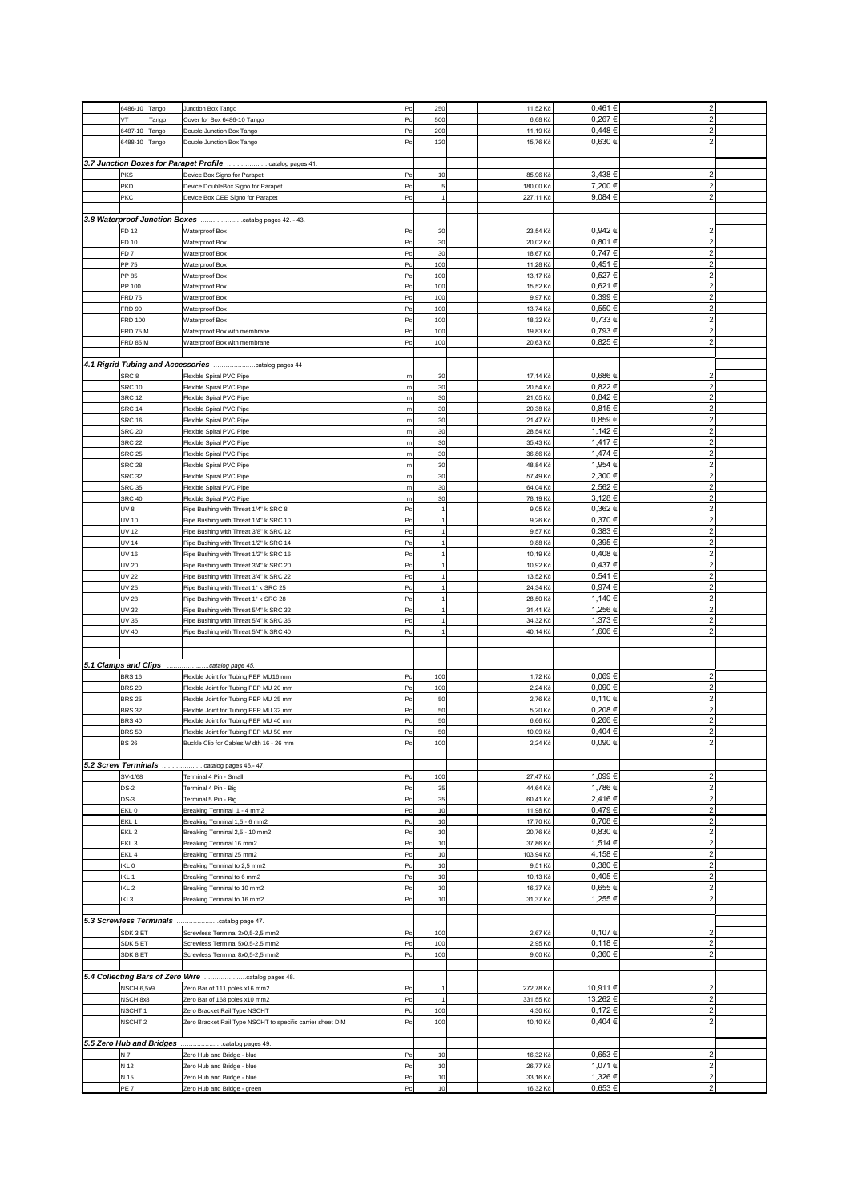| Code | Description | Unit | Qty | | Price CZK | Price EUR | | |
|---|---|---|---|---|---|---|---|---|
| 6486-10 Tango | Junction Box Tango | Pc | 250 | | 11,52 Kč | 0,461 € | 2 | |
| VT Tango | Cover for Box 6486-10 Tango | Pc | 500 | | 6,68 Kč | 0,267 € | 2 | |
| 6487-10 Tango | Double Junction Box Tango | Pc | 200 | | 11,19 Kč | 0,448 € | 2 | |
| 6488-10 Tango | Double Junction Box Tango | Pc | 120 | | 15,76 Kč | 0,630 € | 2 | |
| | | | | | | | | |
| ***3.7 Junction Boxes for Parapet Profile*** ......................catalog pages 41. | | | | | | | | |
| PKS | Device Box Signo for Parapet | Pc | 10 | | 85,96 Kč | 3,438 € | 2 | |
| PKD | Device DoubleBox Signo for Parapet | Pc | 5 | | 180,00 Kč | 7,200 € | 2 | |
| PKC | Device Box CEE Signo for Parapet | Pc | 1 | | 227,11 Kč | 9,084 € | 2 | |
| | | | | | | | | |
| ***3.8 Waterproof Junction Boxes*** ......................catalog pages 42. - 43. | | | | | | | | |
| FD 12 | Waterproof Box | Pc | 20 | | 23,54 Kč | 0,942 € | 2 | |
| FD 10 | Waterproof Box | Pc | 30 | | 20,02 Kč | 0,801 € | 2 | |
| FD 7 | Waterproof Box | Pc | 30 | | 18,67 Kč | 0,747 € | 2 | |
| PP 75 | Waterproof Box | Pc | 100 | | 11,28 Kč | 0,451 € | 2 | |
| PP 85 | Waterproof Box | Pc | 100 | | 13,17 Kč | 0,527 € | 2 | |
| PP 100 | Waterproof Box | Pc | 100 | | 15,52 Kč | 0,621 € | 2 | |
| FRD 75 | Waterproof Box | Pc | 100 | | 9,97 Kč | 0,399 € | 2 | |
| FRD 90 | Waterproof Box | Pc | 100 | | 13,74 Kč | 0,550 € | 2 | |
| FRD 100 | Waterproof Box | Pc | 100 | | 18,32 Kč | 0,733 € | 2 | |
| FRD 75 M | Waterproof Box with membrane | Pc | 100 | | 19,83 Kč | 0,793 € | 2 | |
| FRD 85 M | Waterproof Box with membrane | Pc | 100 | | 20,63 Kč | 0,825 € | 2 | |
| | | | | | | | | |
| ***4.1 Rigid Tubing and Accessories*** ......................catalog pages 44 | | | | | | | | |
| SRC 8 | Flexible Spiral PVC Pipe | m | 30 | | 17,14 Kč | 0,686 € | 2 | |
| SRC 10 | Flexible Spiral PVC Pipe | m | 30 | | 20,54 Kč | 0,822 € | 2 | |
| SRC 12 | Flexible Spiral PVC Pipe | m | 30 | | 21,05 Kč | 0,842 € | 2 | |
| SRC 14 | Flexible Spiral PVC Pipe | m | 30 | | 20,38 Kč | 0,815 € | 2 | |
| SRC 16 | Flexible Spiral PVC Pipe | m | 30 | | 21,47 Kč | 0,859 € | 2 | |
| SRC 20 | Flexible Spiral PVC Pipe | m | 30 | | 28,54 Kč | 1,142 € | 2 | |
| SRC 22 | Flexible Spiral PVC Pipe | m | 30 | | 35,43 Kč | 1,417 € | 2 | |
| SRC 25 | Flexible Spiral PVC Pipe | m | 30 | | 36,86 Kč | 1,474 € | 2 | |
| SRC 28 | Flexible Spiral PVC Pipe | m | 30 | | 48,84 Kč | 1,954 € | 2 | |
| SRC 32 | Flexible Spiral PVC Pipe | m | 30 | | 57,49 Kč | 2,300 € | 2 | |
| SRC 35 | Flexible Spiral PVC Pipe | m | 30 | | 64,04 Kč | 2,562 € | 2 | |
| SRC 40 | Flexible Spiral PVC Pipe | m | 30 | | 78,19 Kč | 3,128 € | 2 | |
| UV 8 | Pipe Bushing with Threat 1/4'' k SRC 8 | Pc | 1 | | 9,05 Kč | 0,362 € | 2 | |
| UV 10 | Pipe Bushing with Threat 1/4'' k SRC 10 | Pc | 1 | | 9,26 Kč | 0,370 € | 2 | |
| UV 12 | Pipe Bushing with Threat 3/8'' k SRC 12 | Pc | 1 | | 9,57 Kč | 0,383 € | 2 | |
| UV 14 | Pipe Bushing with Threat 1/2'' k SRC 14 | Pc | 1 | | 9,88 Kč | 0,395 € | 2 | |
| UV 16 | Pipe Bushing with Threat 1/2'' k SRC 16 | Pc | 1 | | 10,19 Kč | 0,408 € | 2 | |
| UV 20 | Pipe Bushing with Threat 3/4'' k SRC 20 | Pc | 1 | | 10,92 Kč | 0,437 € | 2 | |
| UV 22 | Pipe Bushing with Threat 3/4'' k SRC 22 | Pc | 1 | | 13,52 Kč | 0,541 € | 2 | |
| UV 25 | Pipe Bushing with Threat 1'' k SRC 25 | Pc | 1 | | 24,34 Kč | 0,974 € | 2 | |
| UV 28 | Pipe Bushing with Threat 1'' k SRC 28 | Pc | 1 | | 28,50 Kč | 1,140 € | 2 | |
| UV 32 | Pipe Bushing with Threat 5/4'' k SRC 32 | Pc | 1 | | 31,41 Kč | 1,256 € | 2 | |
| UV 35 | Pipe Bushing with Threat 5/4'' k SRC 35 | Pc | 1 | | 34,32 Kč | 1,373 € | 2 | |
| UV 40 | Pipe Bushing with Threat 5/4'' k SRC 40 | Pc | 1 | | 40,14 Kč | 1,606 € | 2 | |
| | | | | | | | | |
| | | | | | | | | |
| ***5.1 Clamps and Clips*** ......................catalog page 45. | | | | | | | | |
| BRS 16 | Flexible Joint for Tubing PEP MU16 mm | Pc | 100 | | 1,72 Kč | 0,069 € | 2 | |
| BRS 20 | Flexible Joint for Tubing PEP MU 20 mm | Pc | 100 | | 2,24 Kč | 0,090 € | 2 | |
| BRS 25 | Flexible Joint for Tubing PEP MU 25 mm | Pc | 50 | | 2,76 Kč | 0,110 € | 2 | |
| BRS 32 | Flexible Joint for Tubing PEP MU 32 mm | Pc | 50 | | 5,20 Kč | 0,208 € | 2 | |
| BRS 40 | Flexible Joint for Tubing PEP MU 40 mm | Pc | 50 | | 6,66 Kč | 0,266 € | 2 | |
| BRS 50 | Flexible Joint for Tubing PEP MU 50 mm | Pc | 50 | | 10,09 Kč | 0,404 € | 2 | |
| BS 26 | Buckle Clip for Cables Width 16 - 26 mm | Pc | 100 | | 2,24 Kč | 0,090 € | 2 | |
| | | | | | | | | |
| ***5.2 Screw Terminals*** ......................catalog pages 46.- 47. | | | | | | | | |
| SV-1/68 | Terminal 4 Pin - Small | Pc | 100 | | 27,47 Kč | 1,099 € | 2 | |
| DS-2 | Terminal 4 Pin - Big | Pc | 35 | | 44,64 Kč | 1,786 € | 2 | |
| DS-3 | Terminal 5 Pin - Big | Pc | 35 | | 60,41 Kč | 2,416 € | 2 | |
| EKL 0 | Breaking Terminal 1 - 4 mm2 | Pc | 10 | | 11,98 Kč | 0,479 € | 2 | |
| EKL 1 | Breaking Terminal 1,5 - 6 mm2 | Pc | 10 | | 17,70 Kč | 0,708 € | 2 | |
| EKL 2 | Breaking Terminal 2,5 - 10 mm2 | Pc | 10 | | 20,76 Kč | 0,830 € | 2 | |
| EKL 3 | Breaking Terminal 16 mm2 | Pc | 10 | | 37,86 Kč | 1,514 € | 2 | |
| EKL 4 | Breaking Terminal 25 mm2 | Pc | 10 | | 103,94 Kč | 4,158 € | 2 | |
| IKL 0 | Breaking Terminal to 2,5 mm2 | Pc | 10 | | 9,51 Kč | 0,380 € | 2 | |
| IKL 1 | Breaking Terminal to 6 mm2 | Pc | 10 | | 10,13 Kč | 0,405 € | 2 | |
| IKL 2 | Breaking Terminal to 10 mm2 | Pc | 10 | | 16,37 Kč | 0,655 € | 2 | |
| IKL3 | Breaking Terminal to 16 mm2 | Pc | 10 | | 31,37 Kč | 1,255 € | 2 | |
| | | | | | | | | |
| ***5.3 Screwless Terminals*** ......................catalog page 47. | | | | | | | | |
| SDK 3 ET | Screwless Terminal 3x0,5-2,5 mm2 | Pc | 100 | | 2,67 Kč | 0,107 € | 2 | |
| SDK 5 ET | Screwless Terminal 5x0,5-2,5 mm2 | Pc | 100 | | 2,95 Kč | 0,118 € | 2 | |
| SDK 8 ET | Screwless Terminal 8x0,5-2,5 mm2 | Pc | 100 | | 9,00 Kč | 0,360 € | 2 | |
| | | | | | | | | |
| ***5.4 Collecting Bars of Zero Wire*** ......................catalog pages 48. | | | | | | | | |
| NSCH 6,5x9 | Zero Bar of 111 poles x16 mm2 | Pc | 1 | | 272,78 Kč | 10,911 € | 2 | |
| NSCH 8x8 | Zero Bar of 168 poles x10 mm2 | Pc | 1 | | 331,55 Kč | 13,262 € | 2 | |
| NSCHT 1 | Zero Bracket Rail Type NSCHT | Pc | 100 | | 4,30 Kč | 0,172 € | 2 | |
| NSCHT 2 | Zero Bracket Rail Type NSCHT to specific carrier sheet DIM | Pc | 100 | | 10,10 Kč | 0,404 € | 2 | |
| | | | | | | | | |
| ***5.5 Zero Hub and Bridges*** ......................catalog pages 49. | | | | | | | | |
| N 7 | Zero Hub and Bridge - blue | Pc | 10 | | 16,32 Kč | 0,653 € | 2 | |
| N 12 | Zero Hub and Bridge - blue | Pc | 10 | | 26,77 Kč | 1,071 € | 2 | |
| N 15 | Zero Hub and Bridge - blue | Pc | 10 | | 33,16 Kč | 1,326 € | 2 | |
| PE 7 | Zero Hub and Bridge - green | Pc | 10 | | 16,32 Kč | 0,653 € | 2 | |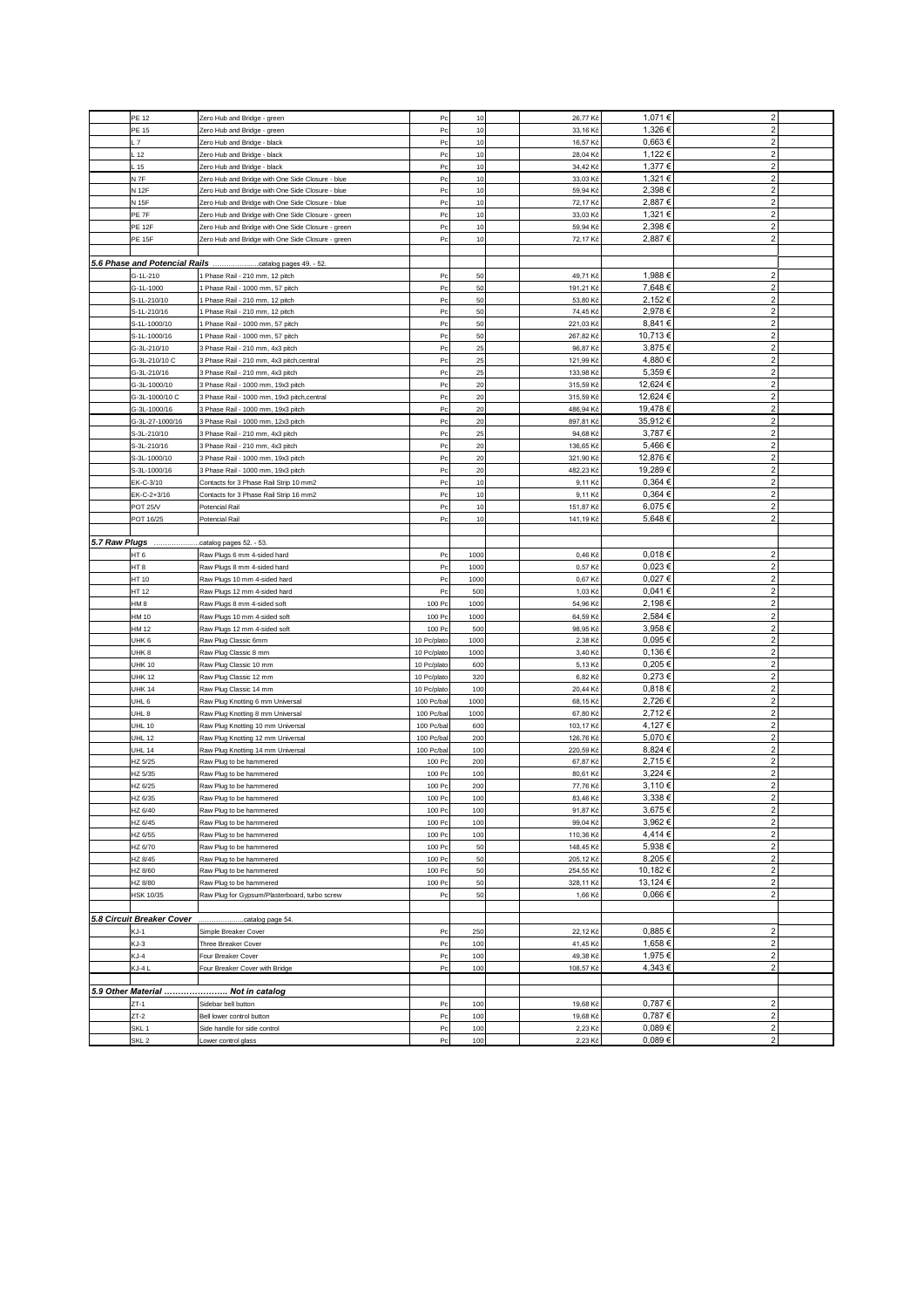| | | | | | | | | | |
|---|---|---|---|---|---|---|---|---|---|
| | PE 12 | Zero Hub and Bridge - green | Pc | 10 | | 26,77 Kč | 1,071 € | 2 | |
| | PE 15 | Zero Hub and Bridge - green | Pc | 10 | | 33,16 Kč | 1,326 € | 2 | |
| | L 7 | Zero Hub and Bridge - black | Pc | 10 | | 16,57 Kč | 0,663 € | 2 | |
| | L 12 | Zero Hub and Bridge - black | Pc | 10 | | 28,04 Kč | 1,122 € | 2 | |
| | L 15 | Zero Hub and Bridge - black | Pc | 10 | | 34,42 Kč | 1,377 € | 2 | |
| | N 7F | Zero Hub and Bridge with One Side Closure - blue | Pc | 10 | | 33,03 Kč | 1,321 € | 2 | |
| | N 12F | Zero Hub and Bridge with One Side Closure - blue | Pc | 10 | | 59,94 Kč | 2,398 € | 2 | |
| | N 15F | Zero Hub and Bridge with One Side Closure - blue | Pc | 10 | | 72,17 Kč | 2,887 € | 2 | |
| | PE 7F | Zero Hub and Bridge with One Side Closure - green | Pc | 10 | | 33,03 Kč | 1,321 € | 2 | |
| | PE 12F | Zero Hub and Bridge with One Side Closure - green | Pc | 10 | | 59,94 Kč | 2,398 € | 2 | |
| | PE 15F | Zero Hub and Bridge with One Side Closure - green | Pc | 10 | | 72,17 Kč | 2,887 € | 2 | |
| | | | | | | | | | |
| ***5.6 Phase and Potencial Rails*** | | ....................catalog pages 49. - 52. | | | | | | | |
| | G-1L-210 | 1 Phase Rail - 210 mm, 12 pitch | Pc | 50 | | 49,71 Kč | 1,988 € | 2 | |
| | G-1L-1000 | 1 Phase Rail - 1000 mm, 57 pitch | Pc | 50 | | 191,21 Kč | 7,648 € | 2 | |
| | S-1L-210/10 | 1 Phase Rail - 210 mm, 12 pitch | Pc | 50 | | 53,80 Kč | 2,152 € | 2 | |
| | S-1L-210/16 | 1 Phase Rail - 210 mm, 12 pitch | Pc | 50 | | 74,45 Kč | 2,978 € | 2 | |
| | S-1L-1000/10 | 1 Phase Rail - 1000 mm, 57 pitch | Pc | 50 | | 221,03 Kč | 8,841 € | 2 | |
| | S-1L-1000/16 | 1 Phase Rail - 1000 mm, 57 pitch | Pc | 50 | | 267,82 Kč | 10,713 € | 2 | |
| | G-3L-210/10 | 3 Phase Rail - 210 mm, 4x3 pitch | Pc | 25 | | 96,87 Kč | 3,875 € | 2 | |
| | G-3L-210/10 C | 3 Phase Rail - 210 mm, 4x3 pitch,central | Pc | 25 | | 121,99 Kč | 4,880 € | 2 | |
| | G-3L-210/16 | 3 Phase Rail - 210 mm, 4x3 pitch | Pc | 25 | | 133,98 Kč | 5,359 € | 2 | |
| | G-3L-1000/10 | 3 Phase Rail - 1000 mm, 19x3 pitch | Pc | 20 | | 315,59 Kč | 12,624 € | 2 | |
| | G-3L-1000/10 C | 3 Phase Rail - 1000 mm, 19x3 pitch,central | Pc | 20 | | 315,59 Kč | 12,624 € | 2 | |
| | G-3L-1000/16 | 3 Phase Rail - 1000 mm, 19x3 pitch | Pc | 20 | | 486,94 Kč | 19,478 € | 2 | |
| | G-3L-27-1000/16 | 3 Phase Rail - 1000 mm, 12x3 pitch | Pc | 20 | | 897,81 Kč | 35,912 € | 2 | |
| | S-3L-210/10 | 3 Phase Rail - 210 mm, 4x3 pitch | Pc | 25 | | 94,68 Kč | 3,787 € | 2 | |
| | S-3L-210/16 | 3 Phase Rail - 210 mm, 4x3 pitch | Pc | 20 | | 136,65 Kč | 5,466 € | 2 | |
| | S-3L-1000/10 | 3 Phase Rail - 1000 mm, 19x3 pitch | Pc | 20 | | 321,90 Kč | 12,876 € | 2 | |
| | S-3L-1000/16 | 3 Phase Rail - 1000 mm, 19x3 pitch | Pc | 20 | | 482,23 Kč | 19,289 € | 2 | |
| | EK-C-3/10 | Contacts for 3 Phase Rail Strip 10 mm2 | Pc | 10 | | 9,11 Kč | 0,364 € | 2 | |
| | EK-C-2+3/16 | Contacts for 3 Phase Rail Strip 16 mm2 | Pc | 10 | | 9,11 Kč | 0,364 € | 2 | |
| | POT 25/V | Potencial Rail | Pc | 10 | | 151,87 Kč | 6,075 € | 2 | |
| | POT 16/25 | Potencial Rail | Pc | 10 | | 141,19 Kč | 5,648 € | 2 | |
| | | | | | | | | | |
| ***5.7 Raw Plugs*** | | ....................catalog pages 52. - 53. | | | | | | | |
| | HT 6 | Raw Plugs 6 mm 4-sided hard | Pc | 1000 | | 0,46 Kč | 0,018 € | 2 | |
| | HT 8 | Raw Plugs 8 mm 4-sided hard | Pc | 1000 | | 0,57 Kč | 0,023 € | 2 | |
| | HT 10 | Raw Plugs 10 mm 4-sided hard | Pc | 1000 | | 0,67 Kč | 0,027 € | 2 | |
| | HT 12 | Raw Plugs 12 mm 4-sided hard | Pc | 500 | | 1,03 Kč | 0,041 € | 2 | |
| | HM 8 | Raw Plugs 8 mm 4-sided soft | 100 Pc | 1000 | | 54,96 Kč | 2,198 € | 2 | |
| | HM 10 | Raw Plugs 10 mm 4-sided soft | 100 Pc | 1000 | | 64,59 Kč | 2,584 € | 2 | |
| | HM 12 | Raw Plugs 12 mm 4-sided soft | 100 Pc | 500 | | 98,95 Kč | 3,958 € | 2 | |
| | UHK 6 | Raw Plug Classic 6mm | 10 Pc/plato | 1000 | | 2,38 Kč | 0,095 € | 2 | |
| | UHK 8 | Raw Plug Classic 8 mm | 10 Pc/plato | 1000 | | 3,40 Kč | 0,136 € | 2 | |
| | UHK 10 | Raw Plug Classic 10 mm | 10 Pc/plato | 600 | | 5,13 Kč | 0,205 € | 2 | |
| | UHK 12 | Raw Plug Classic 12 mm | 10 Pc/plato | 320 | | 6,82 Kč | 0,273 € | 2 | |
| | UHK 14 | Raw Plug Classic 14 mm | 10 Pc/plato | 100 | | 20,44 Kč | 0,818 € | 2 | |
| | UHL 6 | Raw Plug Knotting 6 mm Universal | 100 Pc/bal | 1000 | | 68,15 Kč | 2,726 € | 2 | |
| | UHL 8 | Raw Plug Knotting 8 mm Universal | 100 Pc/bal | 1000 | | 67,80 Kč | 2,712 € | 2 | |
| | UHL 10 | Raw Plug Knotting 10 mm Universal | 100 Pc/bal | 600 | | 103,17 Kč | 4,127 € | 2 | |
| | UHL 12 | Raw Plug Knotting 12 mm Universal | 100 Pc/bal | 200 | | 126,76 Kč | 5,070 € | 2 | |
| | UHL 14 | Raw Plug Knotting 14 mm Universal | 100 Pc/bal | 100 | | 220,59 Kč | 8,824 € | 2 | |
| | HZ 5/25 | Raw Plug to be hammered | 100 Pc | 200 | | 67,87 Kč | 2,715 € | 2 | |
| | HZ 5/35 | Raw Plug to be hammered | 100 Pc | 100 | | 80,61 Kč | 3,224 € | 2 | |
| | HZ 6/25 | Raw Plug to be hammered | 100 Pc | 200 | | 77,76 Kč | 3,110 € | 2 | |
| | HZ 6/35 | Raw Plug to be hammered | 100 Pc | 100 | | 83,46 Kč | 3,338 € | 2 | |
| | HZ 6/40 | Raw Plug to be hammered | 100 Pc | 100 | | 91,87 Kč | 3,675 € | 2 | |
| | HZ 6/45 | Raw Plug to be hammered | 100 Pc | 100 | | 99,04 Kč | 3,962 € | 2 | |
| | HZ 6/55 | Raw Plug to be hammered | 100 Pc | 100 | | 110,36 Kč | 4,414 € | 2 | |
| | HZ 6/70 | Raw Plug to be hammered | 100 Pc | 50 | | 148,45 Kč | 5,938 € | 2 | |
| | HZ 8/45 | Raw Plug to be hammered | 100 Pc | 50 | | 205,12 Kč | 8,205 € | 2 | |
| | HZ 8/60 | Raw Plug to be hammered | 100 Pc | 50 | | 254,55 Kč | 10,182 € | 2 | |
| | HZ 8/80 | Raw Plug to be hammered | 100 Pc | 50 | | 328,11 Kč | 13,124 € | 2 | |
| | HSK 10/35 | Raw Plug for Gypsum/Plasterboard, turbo screw | Pc | 50 | | 1,66 Kč | 0,066 € | 2 | |
| | | | | | | | | | |
| ***5.8 Circuit Breaker Cover*** | | ....................catalog page 54. | | | | | | | |
| | KJ-1 | Simple Breaker Cover | Pc | 250 | | 22,12 Kč | 0,885 € | 2 | |
| | KJ-3 | Three Breaker Cover | Pc | 100 | | 41,45 Kč | 1,658 € | 2 | |
| | KJ-4 | Four Breaker Cover | Pc | 100 | | 49,38 Kč | 1,975 € | 2 | |
| | KJ-4 L | Four Breaker Cover with Bridge | Pc | 100 | | 108,57 Kč | 4,343 € | 2 | |
| | | | | | | | | | |
| ***5.9 Other Material ....................... Not in catalog*** | | | | | | | | | |
| | ZT-1 | Sidebar bell button | Pc | 100 | | 19,68 Kč | 0,787 € | 2 | |
| | ZT-2 | Bell lower control button | Pc | 100 | | 19,68 Kč | 0,787 € | 2 | |
| | SKL 1 | Side handle for side control | Pc | 100 | | 2,23 Kč | 0,089 € | 2 | |
| | SKL 2 | Lower control glass | Pc | 100 | | 2,23 Kč | 0,089 € | 2 | |